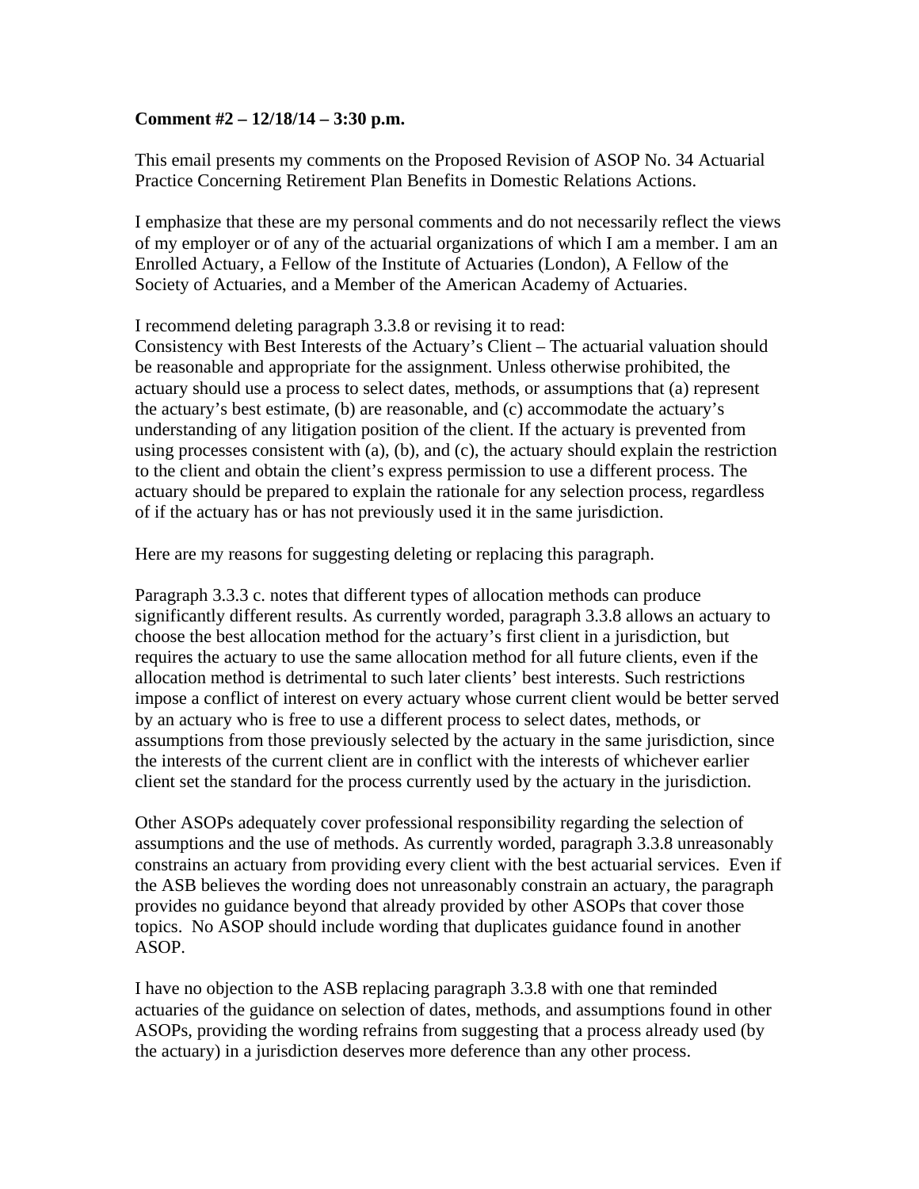**Comment #2 – 12/18/14 – 3:30 p.m.**

This email presents my comments on the Proposed Revision of ASOP No. 34 Actuarial Practice Concerning Retirement Plan Benefits in Domestic Relations Actions.

I emphasize that these are my personal comments and do not necessarily reflect the views of my employer or of any of the actuarial organizations of which I am a member. I am an Enrolled Actuary, a Fellow of the Institute of Actuaries (London), A Fellow of the Society of Actuaries, and a Member of the American Academy of Actuaries.

I recommend deleting paragraph 3.3.8 or revising it to read:
Consistency with Best Interests of the Actuary's Client – The actuarial valuation should be reasonable and appropriate for the assignment. Unless otherwise prohibited, the actuary should use a process to select dates, methods, or assumptions that (a) represent the actuary's best estimate, (b) are reasonable, and (c) accommodate the actuary's understanding of any litigation position of the client. If the actuary is prevented from using processes consistent with (a), (b), and (c), the actuary should explain the restriction to the client and obtain the client's express permission to use a different process. The actuary should be prepared to explain the rationale for any selection process, regardless of if the actuary has or has not previously used it in the same jurisdiction.

Here are my reasons for suggesting deleting or replacing this paragraph.

Paragraph 3.3.3 c. notes that different types of allocation methods can produce significantly different results. As currently worded, paragraph 3.3.8 allows an actuary to choose the best allocation method for the actuary's first client in a jurisdiction, but requires the actuary to use the same allocation method for all future clients, even if the allocation method is detrimental to such later clients' best interests. Such restrictions impose a conflict of interest on every actuary whose current client would be better served by an actuary who is free to use a different process to select dates, methods, or assumptions from those previously selected by the actuary in the same jurisdiction, since the interests of the current client are in conflict with the interests of whichever earlier client set the standard for the process currently used by the actuary in the jurisdiction.

Other ASOPs adequately cover professional responsibility regarding the selection of assumptions and the use of methods. As currently worded, paragraph 3.3.8 unreasonably constrains an actuary from providing every client with the best actuarial services. Even if the ASB believes the wording does not unreasonably constrain an actuary, the paragraph provides no guidance beyond that already provided by other ASOPs that cover those topics. No ASOP should include wording that duplicates guidance found in another ASOP.

I have no objection to the ASB replacing paragraph 3.3.8 with one that reminded actuaries of the guidance on selection of dates, methods, and assumptions found in other ASOPs, providing the wording refrains from suggesting that a process already used (by the actuary) in a jurisdiction deserves more deference than any other process.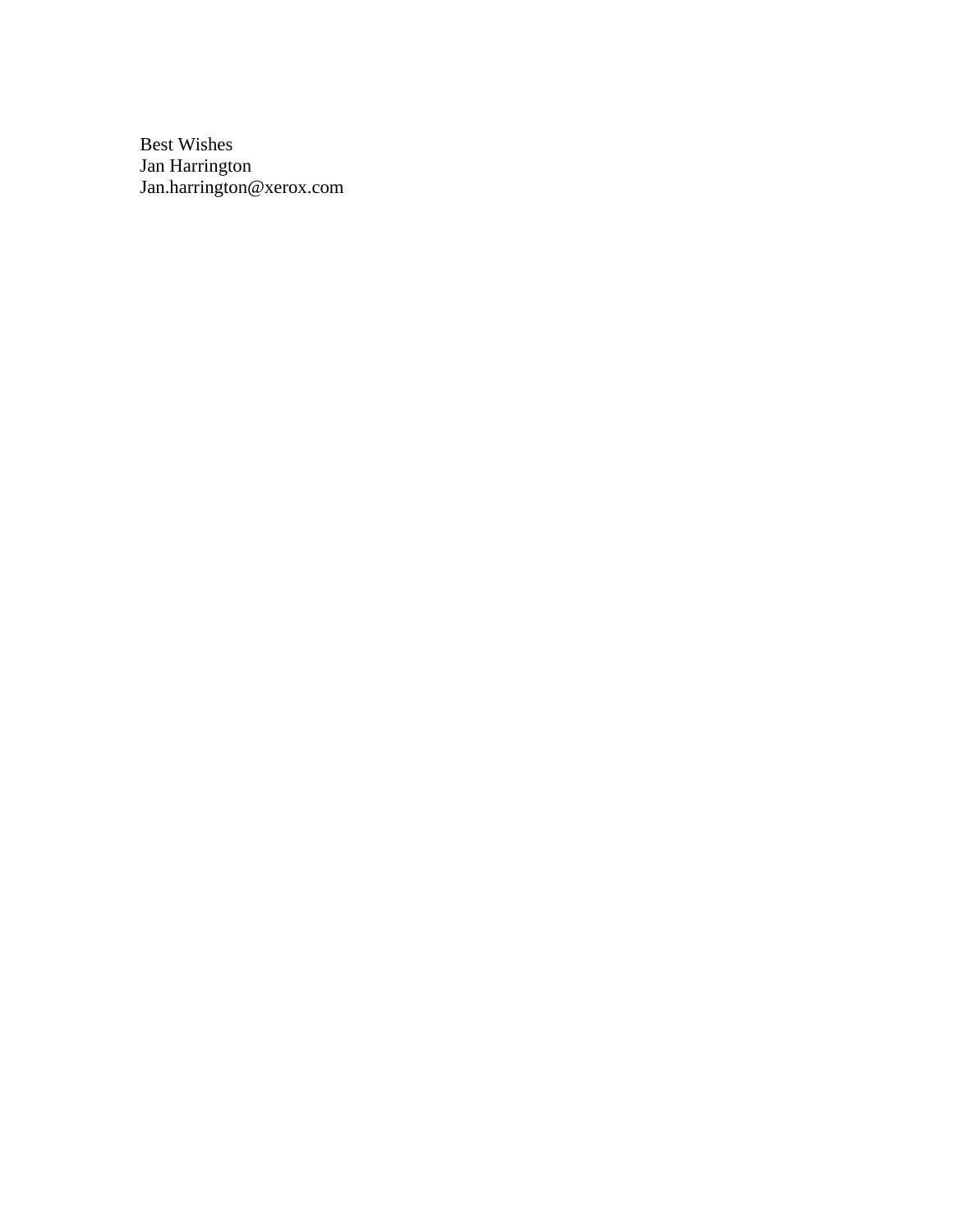Best Wishes
Jan Harrington
Jan.harrington@xerox.com